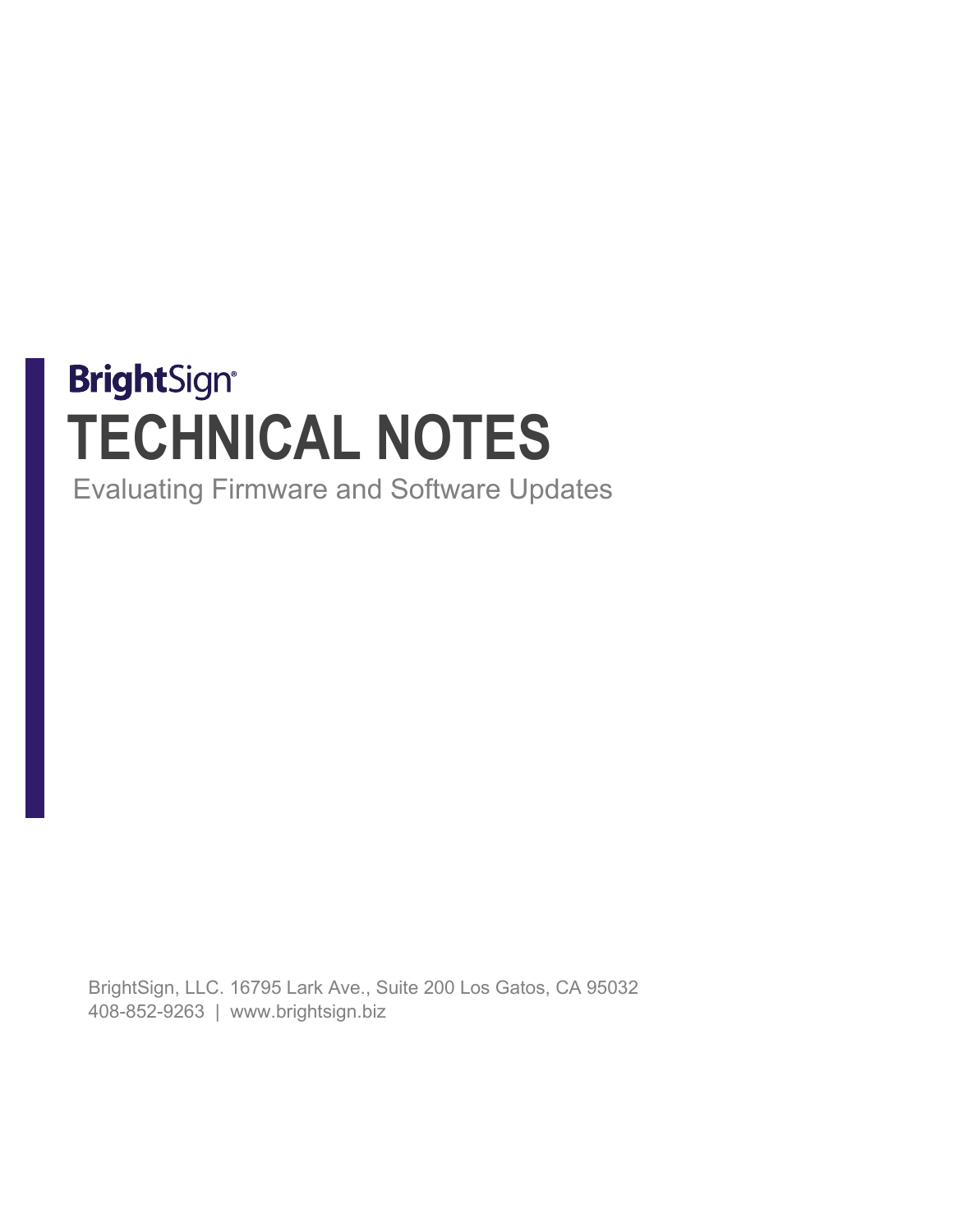BrightSign®

# TECHNICAL NOTES

Evaluating Firmware and Software Updates

BrightSign, LLC. 16795 Lark Ave., Suite 200 Los Gatos, CA 95032
408-852-9263 | www.brightsign.biz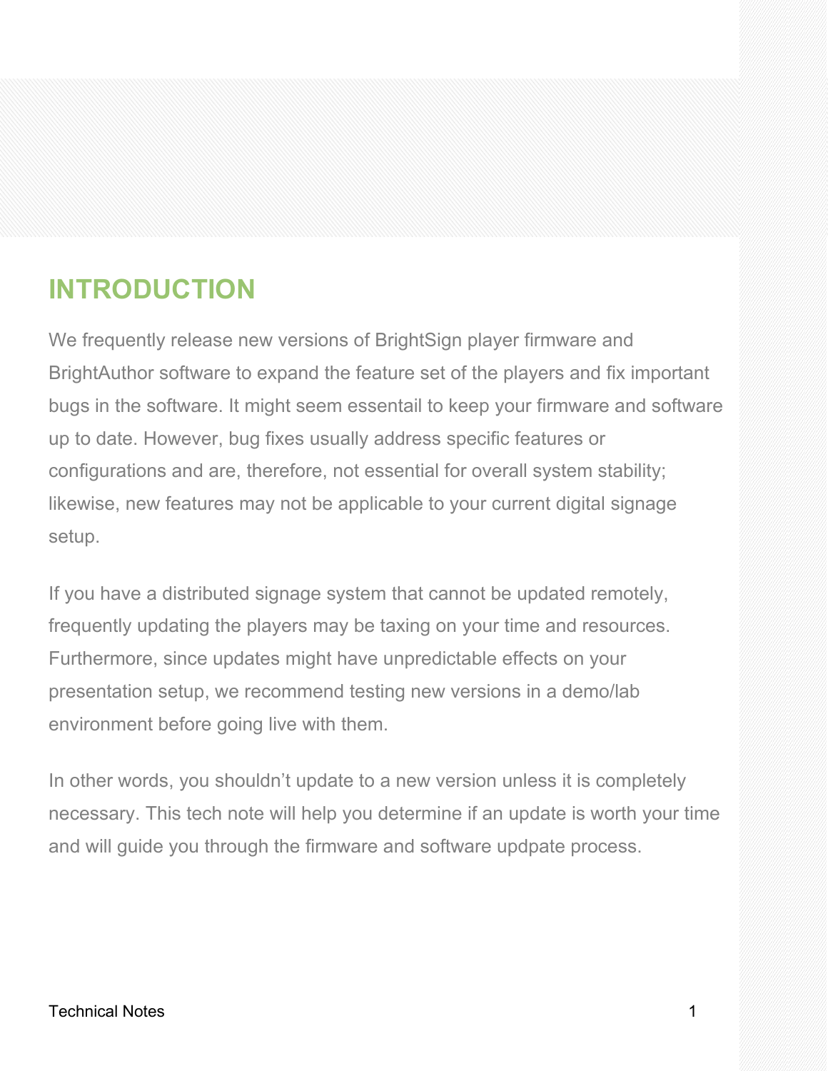## INTRODUCTION

We frequently release new versions of BrightSign player firmware and BrightAuthor software to expand the feature set of the players and fix important bugs in the software. It might seem essentail to keep your firmware and software up to date. However, bug fixes usually address specific features or configurations and are, therefore, not essential for overall system stability; likewise, new features may not be applicable to your current digital signage setup.

If you have a distributed signage system that cannot be updated remotely, frequently updating the players may be taxing on your time and resources. Furthermore, since updates might have unpredictable effects on your presentation setup, we recommend testing new versions in a demo/lab environment before going live with them.

In other words, you shouldn't update to a new version unless it is completely necessary. This tech note will help you determine if an update is worth your time and will guide you through the firmware and software updpate process.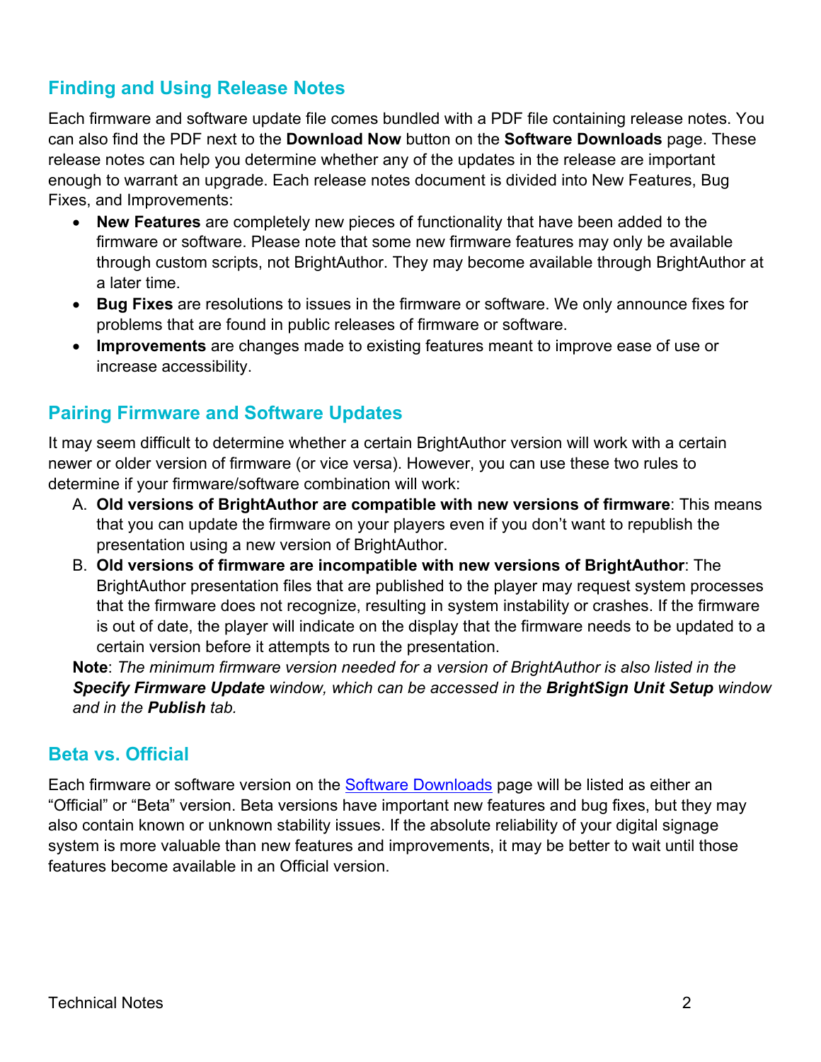## Finding and Using Release Notes

Each firmware and software update file comes bundled with a PDF file containing release notes. You can also find the PDF next to the **Download Now** button on the **Software Downloads** page. These release notes can help you determine whether any of the updates in the release are important enough to warrant an upgrade. Each release notes document is divided into New Features, Bug Fixes, and Improvements:

- **New Features** are completely new pieces of functionality that have been added to the firmware or software. Please note that some new firmware features may only be available through custom scripts, not BrightAuthor. They may become available through BrightAuthor at a later time.
- **Bug Fixes** are resolutions to issues in the firmware or software. We only announce fixes for problems that are found in public releases of firmware or software.
- **Improvements** are changes made to existing features meant to improve ease of use or increase accessibility.

## Pairing Firmware and Software Updates

It may seem difficult to determine whether a certain BrightAuthor version will work with a certain newer or older version of firmware (or vice versa). However, you can use these two rules to determine if your firmware/software combination will work:

A. **Old versions of BrightAuthor are compatible with new versions of firmware**: This means that you can update the firmware on your players even if you don't want to republish the presentation using a new version of BrightAuthor.
B. **Old versions of firmware are incompatible with new versions of BrightAuthor**: The BrightAuthor presentation files that are published to the player may request system processes that the firmware does not recognize, resulting in system instability or crashes. If the firmware is out of date, the player will indicate on the display that the firmware needs to be updated to a certain version before it attempts to run the presentation.

**Note**: *The minimum firmware version needed for a version of BrightAuthor is also listed in the **Specify Firmware Update** window, which can be accessed in the **BrightSign Unit Setup** window and in the **Publish** tab.*

## Beta vs. Official

Each firmware or software version on the Software Downloads page will be listed as either an "Official" or "Beta" version. Beta versions have important new features and bug fixes, but they may also contain known or unknown stability issues. If the absolute reliability of your digital signage system is more valuable than new features and improvements, it may be better to wait until those features become available in an Official version.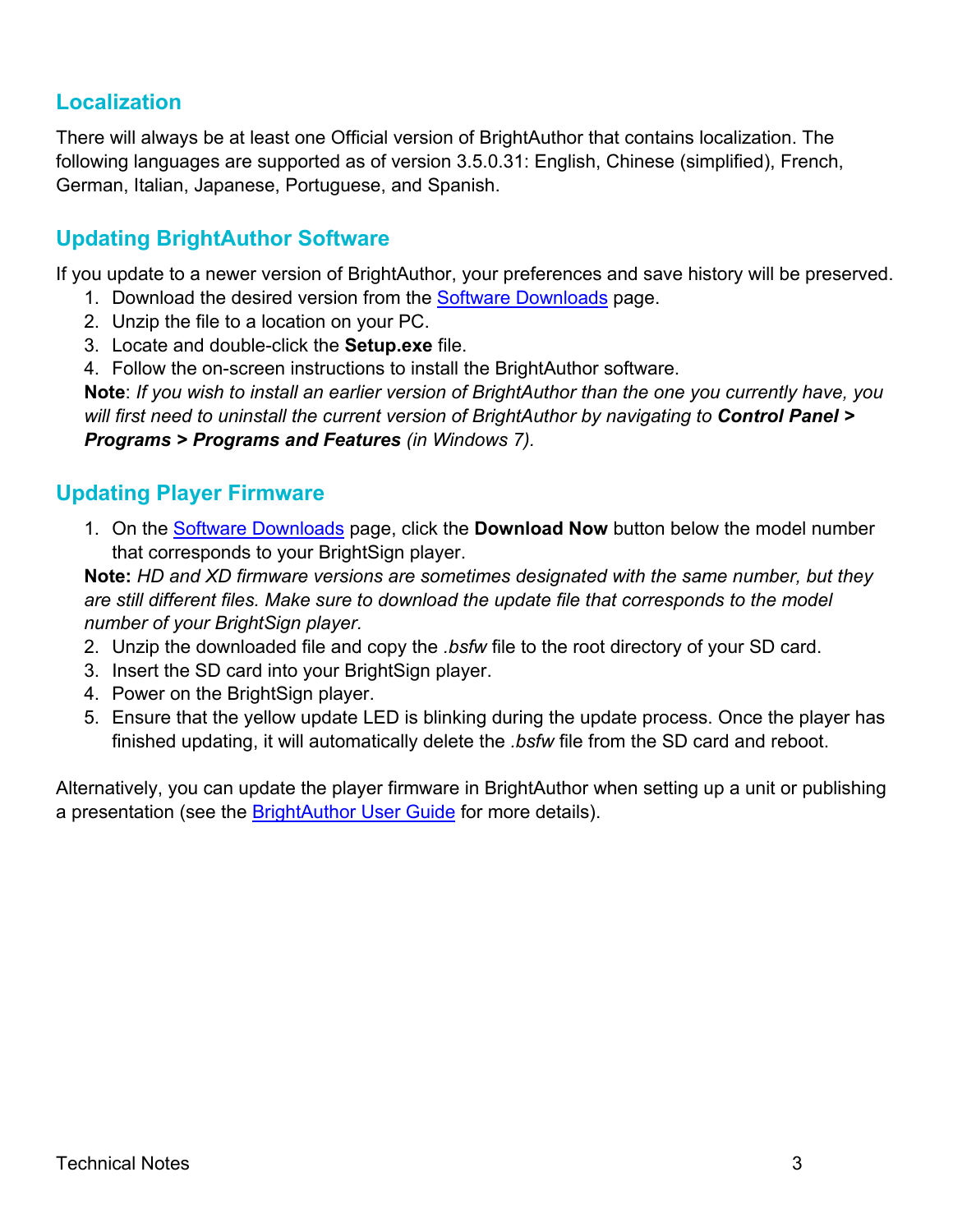## Localization

There will always be at least one Official version of BrightAuthor that contains localization. The following languages are supported as of version 3.5.0.31: English, Chinese (simplified), French, German, Italian, Japanese, Portuguese, and Spanish.

## Updating BrightAuthor Software

If you update to a newer version of BrightAuthor, your preferences and save history will be preserved.

1. Download the desired version from the Software Downloads page.
2. Unzip the file to a location on your PC.
3. Locate and double-click the **Setup.exe** file.
4. Follow the on-screen instructions to install the BrightAuthor software.

**Note**: *If you wish to install an earlier version of BrightAuthor than the one you currently have, you will first need to uninstall the current version of BrightAuthor by navigating to* ***Control Panel > Programs > Programs and Features*** *(in Windows 7).*

## Updating Player Firmware

1. On the Software Downloads page, click the **Download Now** button below the model number that corresponds to your BrightSign player.

   **Note:** *HD and XD firmware versions are sometimes designated with the same number, but they are still different files. Make sure to download the update file that corresponds to the model number of your BrightSign player.*
2. Unzip the downloaded file and copy the *.bsfw* file to the root directory of your SD card.
3. Insert the SD card into your BrightSign player.
4. Power on the BrightSign player.
5. Ensure that the yellow update LED is blinking during the update process. Once the player has finished updating, it will automatically delete the *.bsfw* file from the SD card and reboot.

Alternatively, you can update the player firmware in BrightAuthor when setting up a unit or publishing a presentation (see the BrightAuthor User Guide for more details).